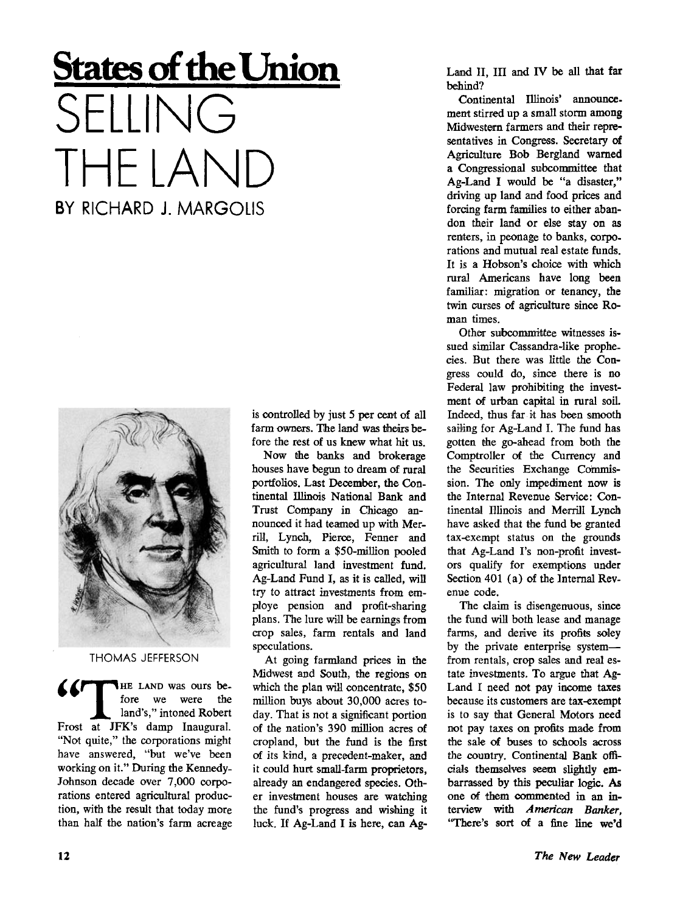# States of the Union

# SELLING THE LAND

## BY RICHARD J. MARGOLIS

THOMAS JEFFERSON

"THE LAND was ours before we were the land's," intoned Robert Frost at JFK's damp Inaugural. "Not quite," the corporations might have answered, "but we've been working on it." During the Kennedy-Johnson decade over 7,000 corporations entered agricultural production, with the result that today more than half the nation's farm acreage is controlled by just 5 per cent of all farm owners. The land was theirs before the rest of us knew what hit us.

Now the banks and brokerage houses have begun to dream of rural portfolios. Last December, the Continental Illinois National Bank and Trust Company in Chicago announced it had teamed up with Merrill, Lynch, Pierce, Fenner and Smith to form a $50-million pooled agricultural land investment fund. Ag-Land Fund I, as it is called, will try to attract investments from employe pension and profit-sharing plans. The lure will be earnings from crop sales, farm rentals and land speculations.

At going farmland prices in the Midwest and South, the regions on which the plan will concentrate, $50 million buys about 30,000 acres today. That is not a significant portion of the nation's 390 million acres of cropland, but the fund is the first of its kind, a precedent-maker, and it could hurt small-farm proprietors, already an endangered species. Other investment houses are watching the fund's progress and wishing it luck. If Ag-Land I is here, can Ag-Land II, III and IV be all that far behind?

Continental Illinois' announcement stirred up a small storm among Midwestern farmers and their representatives in Congress. Secretary of Agriculture Bob Bergland warned a Congressional subcommittee that Ag-Land I would be "a disaster," driving up land and food prices and forcing farm families to either abandon their land or else stay on as renters, in peonage to banks, corporations and mutual real estate funds. It is a Hobson's choice with which rural Americans have long been familiar: migration or tenancy, the twin curses of agriculture since Roman times.

Other subcommittee witnesses issued similar Cassandra-like prophecies. But there was little the Congress could do, since there is no Federal law prohibiting the investment of urban capital in rural soil. Indeed, thus far it has been smooth sailing for Ag-Land I. The fund has gotten the go-ahead from both the Comptroller of the Currency and the Securities Exchange Commission. The only impediment now is the Internal Revenue Service: Continental Illinois and Merrill Lynch have asked that the fund be granted tax-exempt status on the grounds that Ag-Land I's non-profit investors qualify for exemptions under Section 401 (a) of the Internal Revenue code.

The claim is disengenuous, since the fund will both lease and manage farms, and derive its profits soley by the private enterprise system—from rentals, crop sales and real estate investments. To argue that Ag-Land I need not pay income taxes because its customers are tax-exempt is to say that General Motors need not pay taxes on profits made from the sale of buses to schools across the country. Continental Bank officials themselves seem slightly embarrassed by this peculiar logic. As one of them commented in an interview with *American Banker*, "There's sort of a fine line we'd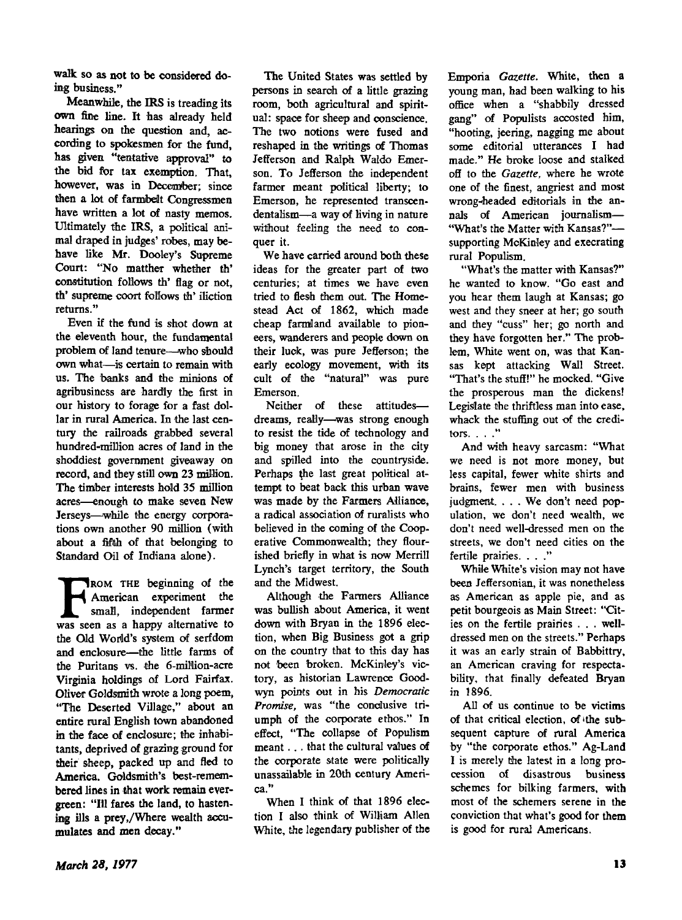walk so as not to be considered doing business."

Meanwhile, the IRS is treading its own fine line. It has already held hearings on the question and, according to spokesmen for the fund, has given "tentative approval" to the bid for tax exemption. That, however, was in December; since then a lot of farmbelt Congressmen have written a lot of nasty memos. Ultimately the IRS, a political animal draped in judges' robes, may behave like Mr. Dooley's Supreme Court: "No matther whether th' constitution follows th' flag or not, th' supreme coort follows th' iliction returns."

Even if the fund is shot down at the eleventh hour, the fundamental problem of land tenure—who should own what—is certain to remain with us. The banks and the minions of agribusiness are hardly the first in our history to forage for a fast dollar in rural America. In the last century the railroads grabbed several hundred-million acres of land in the shoddiest government giveaway on record, and they still own 23 million. The timber interests hold 35 million acres—enough to make seven New Jerseys—while the energy corporations own another 90 million (with about a fifth of that belonging to Standard Oil of Indiana alone).

From the beginning of the American experiment the small, independent farmer was seen as a happy alternative to the Old World's system of serfdom and enclosure—the little farms of the Puritans vs. the 6-million-acre Virginia holdings of Lord Fairfax. Oliver Goldsmith wrote a long poem, "The Deserted Village," about an entire rural English town abandoned in the face of enclosure; the inhabitants, deprived of grazing ground for their sheep, packed up and fled to America. Goldsmith's best-remembered lines in that work remain evergreen: "Ill fares the land, to hastening ills a prey,/Where wealth accumulates and men decay."

The United States was settled by persons in search of a little grazing room, both agricultural and spiritual: space for sheep and conscience. The two notions were fused and reshaped in the writings of Thomas Jefferson and Ralph Waldo Emerson. To Jefferson the independent farmer meant political liberty; to Emerson, he represented transcendentalism—a way of living in nature without feeling the need to conquer it.

We have carried around both these ideas for the greater part of two centuries; at times we have even tried to flesh them out. The Homestead Act of 1862, which made cheap farmland available to pioneers, wanderers and people down on their luck, was pure Jefferson; the early ecology movement, with its cult of the "natural" was pure Emerson.

Neither of these attitudes—dreams, really—was strong enough to resist the tide of technology and big money that arose in the city and spilled into the countryside. Perhaps the last great political attempt to beat back this urban wave was made by the Farmers Alliance, a radical association of ruralists who believed in the coming of the Cooperative Commonwealth; they flourished briefly in what is now Merrill Lynch's target territory, the South and the Midwest.

Although the Farmers Alliance was bullish about America, it went down with Bryan in the 1896 election, when Big Business got a grip on the country that to this day has not been broken. McKinley's victory, as historian Lawrence Goodwyn points out in his *Democratic Promise*, was "the conclusive triumph of the corporate ethos." In effect, "The collapse of Populism meant . . . that the cultural values of the corporate state were politically unassailable in 20th century America."

When I think of that 1896 election I also think of William Allen White, the legendary publisher of the Emporia *Gazette*. White, then a young man, had been walking to his office when a "shabbily dressed gang" of Populists accosted him, "hooting, jeering, nagging me about some editorial utterances I had made." He broke loose and stalked off to the *Gazette*, where he wrote one of the finest, angriest and most wrong-headed editorials in the annals of American journalism—"What's the Matter with Kansas?"—supporting McKinley and execrating rural Populism.

"What's the matter with Kansas?" he wanted to know. "Go east and you hear them laugh at Kansas; go west and they sneer at her; go south and they "cuss" her; go north and they have forgotten her." The problem, White went on, was that Kansas kept attacking Wall Street. "That's the stuff!" he mocked. "Give the prosperous man the dickens! Legislate the thriftless man into ease, whack the stuffing out of the creditors. . . ."

And with heavy sarcasm: "What we need is not more money, but less capital, fewer white shirts and brains, fewer men with business judgment. . . . We don't need population, we don't need wealth, we don't need well-dressed men on the streets, we don't need cities on the fertile prairies. . . ."

While White's vision may not have been Jeffersonian, it was nonetheless as American as apple pie, and as petit bourgeois as Main Street: "Cities on the fertile prairies . . . well-dressed men on the streets." Perhaps it was an early strain of Babbittry, an American craving for respectability, that finally defeated Bryan in 1896.

All of us continue to be victims of that critical election, of the subsequent capture of rural America by "the corporate ethos." Ag-Land I is merely the latest in a long procession of disastrous business schemes for bilking farmers, with most of the schemers serene in the conviction that what's good for them is good for rural Americans.